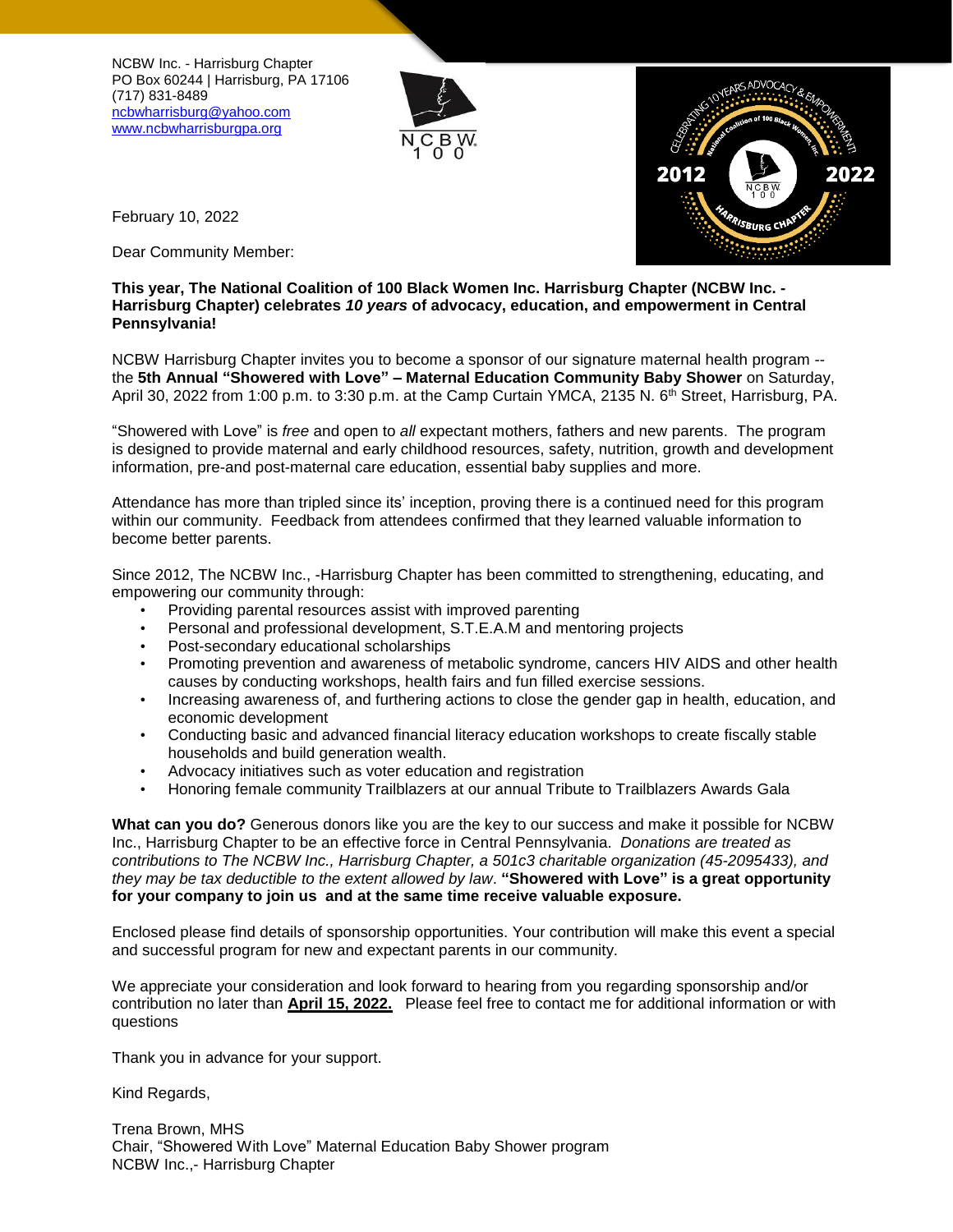NCBW Inc. - Harrisburg Chapter
PO Box 60244 | Harrisburg, PA 17106
(717) 831-8489
ncbwharrisburg@yahoo.com
www.ncbwharrisburgpa.org

February 10, 2022

Dear Community Member:

**This year, The National Coalition of 100 Black Women Inc. Harrisburg Chapter (NCBW Inc. - Harrisburg Chapter) celebrates *10 years* of advocacy, education, and empowerment in Central Pennsylvania!**

NCBW Harrisburg Chapter invites you to become a sponsor of our signature maternal health program -- the **5th Annual "Showered with Love" – Maternal Education Community Baby Shower** on Saturday, April 30, 2022 from 1:00 p.m. to 3:30 p.m. at the Camp Curtain YMCA, 2135 N. 6th Street, Harrisburg, PA.

"Showered with Love" is *free* and open to *all* expectant mothers, fathers and new parents. The program is designed to provide maternal and early childhood resources, safety, nutrition, growth and development information, pre-and post-maternal care education, essential baby supplies and more.

Attendance has more than tripled since its' inception, proving there is a continued need for this program within our community. Feedback from attendees confirmed that they learned valuable information to become better parents.

Since 2012, The NCBW Inc., -Harrisburg Chapter has been committed to strengthening, educating, and empowering our community through:

- Providing parental resources assist with improved parenting
- Personal and professional development, S.T.E.A.M and mentoring projects
- Post-secondary educational scholarships
- Promoting prevention and awareness of metabolic syndrome, cancers HIV AIDS and other health causes by conducting workshops, health fairs and fun filled exercise sessions.
- Increasing awareness of, and furthering actions to close the gender gap in health, education, and economic development
- Conducting basic and advanced financial literacy education workshops to create fiscally stable households and build generation wealth.
- Advocacy initiatives such as voter education and registration
- Honoring female community Trailblazers at our annual Tribute to Trailblazers Awards Gala

**What can you do?** Generous donors like you are the key to our success and make it possible for NCBW Inc., Harrisburg Chapter to be an effective force in Central Pennsylvania. *Donations are treated as contributions to The NCBW Inc., Harrisburg Chapter, a 501c3 charitable organization (45-2095433), and they may be tax deductible to the extent allowed by law*. **"Showered with Love" is a great opportunity for your company to join us and at the same time receive valuable exposure.**

Enclosed please find details of sponsorship opportunities. Your contribution will make this event a special and successful program for new and expectant parents in our community.

We appreciate your consideration and look forward to hearing from you regarding sponsorship and/or contribution no later than **April 15, 2022.** Please feel free to contact me for additional information or with questions

Thank you in advance for your support.

Kind Regards,

Trena Brown, MHS
Chair, "Showered With Love" Maternal Education Baby Shower program
NCBW Inc.,- Harrisburg Chapter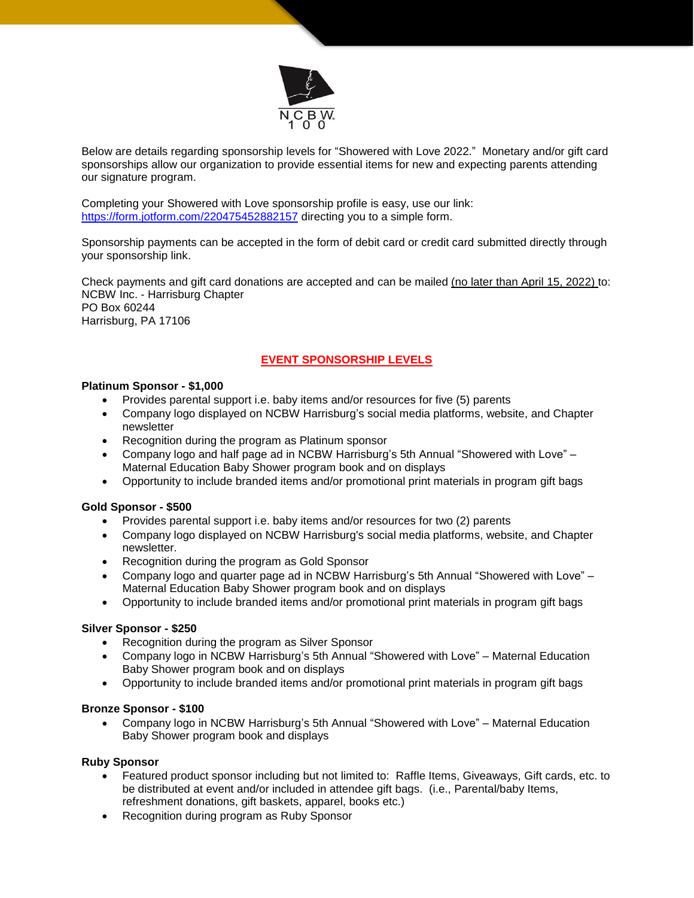N C B W.
1 0 0

Below are details regarding sponsorship levels for "Showered with Love 2022." Monetary and/or gift card sponsorships allow our organization to provide essential items for new and expecting parents attending our signature program.

Completing your Showered with Love sponsorship profile is easy, use our link: https://form.jotform.com/220475452882157 directing you to a simple form.

Sponsorship payments can be accepted in the form of debit card or credit card submitted directly through your sponsorship link.

Check payments and gift card donations are accepted and can be mailed (no later than April 15, 2022) to:
NCBW Inc. - Harrisburg Chapter
PO Box 60244
Harrisburg, PA 17106

## EVENT SPONSORSHIP LEVELS

**Platinum Sponsor - $1,000**

- Provides parental support i.e. baby items and/or resources for five (5) parents
- Company logo displayed on NCBW Harrisburg's social media platforms, website, and Chapter newsletter
- Recognition during the program as Platinum sponsor
- Company logo and half page ad in NCBW Harrisburg's 5th Annual "Showered with Love" – Maternal Education Baby Shower program book and on displays
- Opportunity to include branded items and/or promotional print materials in program gift bags

**Gold Sponsor - $500**

- Provides parental support i.e. baby items and/or resources for two (2) parents
- Company logo displayed on NCBW Harrisburg's social media platforms, website, and Chapter newsletter.
- Recognition during the program as Gold Sponsor
- Company logo and quarter page ad in NCBW Harrisburg's 5th Annual "Showered with Love" – Maternal Education Baby Shower program book and on displays
- Opportunity to include branded items and/or promotional print materials in program gift bags

**Silver Sponsor - $250**

- Recognition during the program as Silver Sponsor
- Company logo in NCBW Harrisburg's 5th Annual "Showered with Love" – Maternal Education Baby Shower program book and on displays
- Opportunity to include branded items and/or promotional print materials in program gift bags

**Bronze Sponsor - $100**

- Company logo in NCBW Harrisburg's 5th Annual "Showered with Love" – Maternal Education Baby Shower program book and displays

**Ruby Sponsor**

- Featured product sponsor including but not limited to: Raffle Items, Giveaways, Gift cards, etc. to be distributed at event and/or included in attendee gift bags. (i.e., Parental/baby Items, refreshment donations, gift baskets, apparel, books etc.)
- Recognition during program as Ruby Sponsor